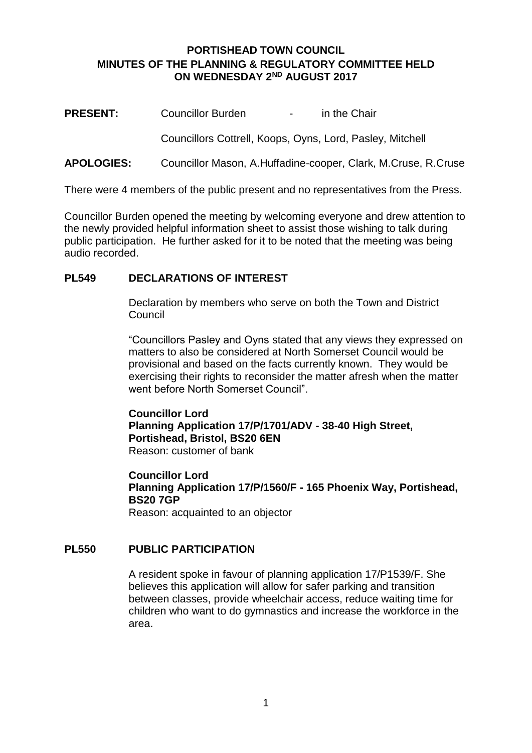# PORTISHEAD TOWN COUNCIL
# MINUTES OF THE PLANNING & REGULATORY COMMITTEE HELD ON WEDNESDAY 2[ND] AUGUST 2017

**PRESENT:** Councillor Burden - in the Chair

Councillors Cottrell, Koops, Oyns, Lord, Pasley, Mitchell

**APOLOGIES:** Councillor Mason, A.Huffadine-cooper, Clark, M.Cruse, R.Cruse

There were 4 members of the public present and no representatives from the Press.

Councillor Burden opened the meeting by welcoming everyone and drew attention to the newly provided helpful information sheet to assist those wishing to talk during public participation. He further asked for it to be noted that the meeting was being audio recorded.

## PL549 DECLARATIONS OF INTEREST

Declaration by members who serve on both the Town and District Council

"Councillors Pasley and Oyns stated that any views they expressed on matters to also be considered at North Somerset Council would be provisional and based on the facts currently known. They would be exercising their rights to reconsider the matter afresh when the matter went before North Somerset Council".

**Councillor Lord**
**Planning Application 17/P/1701/ADV - 38-40 High Street, Portishead, Bristol, BS20 6EN**
Reason: customer of bank

**Councillor Lord**
**Planning Application 17/P/1560/F - 165 Phoenix Way, Portishead, BS20 7GP**
Reason: acquainted to an objector

## PL550 PUBLIC PARTICIPATION

A resident spoke in favour of planning application 17/P1539/F. She believes this application will allow for safer parking and transition between classes, provide wheelchair access, reduce waiting time for children who want to do gymnastics and increase the workforce in the area.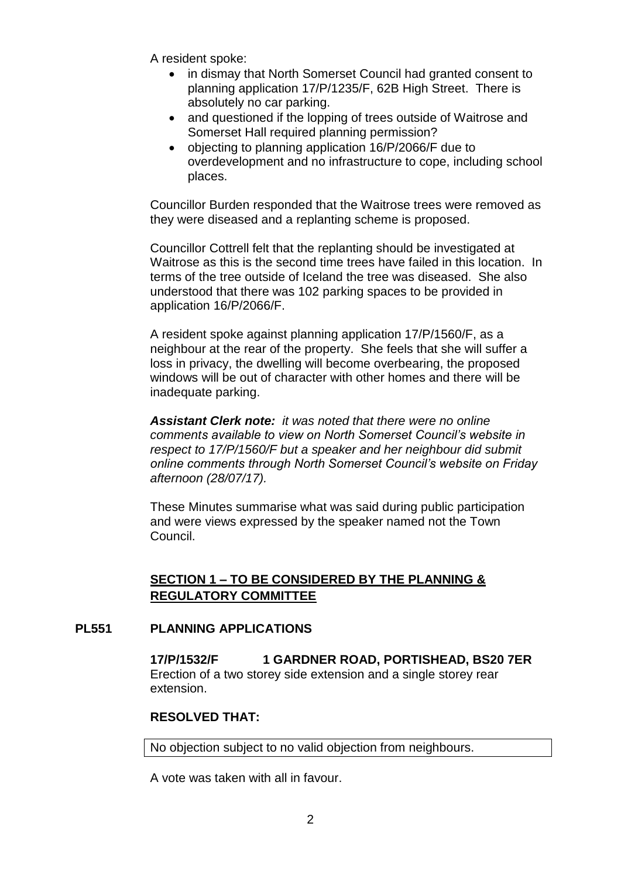A resident spoke:

- in dismay that North Somerset Council had granted consent to planning application 17/P/1235/F, 62B High Street. There is absolutely no car parking.
- and questioned if the lopping of trees outside of Waitrose and Somerset Hall required planning permission?
- objecting to planning application 16/P/2066/F due to overdevelopment and no infrastructure to cope, including school places.

Councillor Burden responded that the Waitrose trees were removed as they were diseased and a replanting scheme is proposed.

Councillor Cottrell felt that the replanting should be investigated at Waitrose as this is the second time trees have failed in this location. In terms of the tree outside of Iceland the tree was diseased. She also understood that there was 102 parking spaces to be provided in application 16/P/2066/F.

A resident spoke against planning application 17/P/1560/F, as a neighbour at the rear of the property. She feels that she will suffer a loss in privacy, the dwelling will become overbearing, the proposed windows will be out of character with other homes and there will be inadequate parking.

***Assistant Clerk note:*** *it was noted that there were no online comments available to view on North Somerset Council's website in respect to 17/P/1560/F but a speaker and her neighbour did submit online comments through North Somerset Council's website on Friday afternoon (28/07/17).*

These Minutes summarise what was said during public participation and were views expressed by the speaker named not the Town Council.

## SECTION 1 – TO BE CONSIDERED BY THE PLANNING & REGULATORY COMMITTEE

### PL551 PLANNING APPLICATIONS

**17/P/1532/F 1 GARDNER ROAD, PORTISHEAD, BS20 7ER**
Erection of a two storey side extension and a single storey rear extension.

**RESOLVED THAT:**

No objection subject to no valid objection from neighbours.

A vote was taken with all in favour.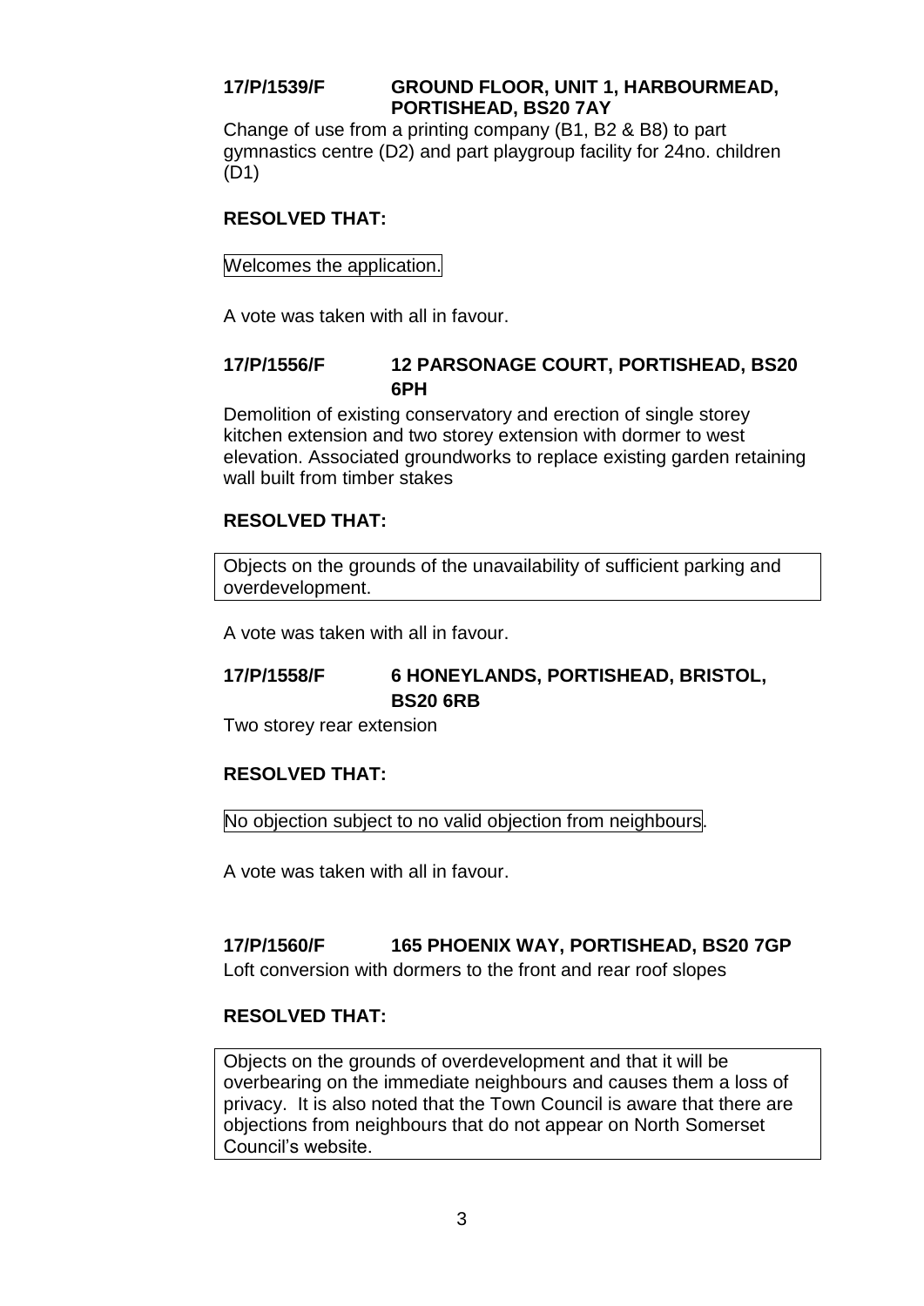**17/P/1539/F GROUND FLOOR, UNIT 1, HARBOURMEAD, PORTISHEAD, BS20 7AY**

Change of use from a printing company (B1, B2 & B8) to part gymnastics centre (D2) and part playgroup facility for 24no. children (D1)

**RESOLVED THAT:**

Welcomes the application.

A vote was taken with all in favour.

**17/P/1556/F 12 PARSONAGE COURT, PORTISHEAD, BS20 6PH**

Demolition of existing conservatory and erection of single storey kitchen extension and two storey extension with dormer to west elevation. Associated groundworks to replace existing garden retaining wall built from timber stakes

**RESOLVED THAT:**

Objects on the grounds of the unavailability of sufficient parking and overdevelopment.

A vote was taken with all in favour.

**17/P/1558/F 6 HONEYLANDS, PORTISHEAD, BRISTOL, BS20 6RB**

Two storey rear extension

**RESOLVED THAT:**

No objection subject to no valid objection from neighbours.

A vote was taken with all in favour.

**17/P/1560/F 165 PHOENIX WAY, PORTISHEAD, BS20 7GP**

Loft conversion with dormers to the front and rear roof slopes

**RESOLVED THAT:**

Objects on the grounds of overdevelopment and that it will be overbearing on the immediate neighbours and causes them a loss of privacy. It is also noted that the Town Council is aware that there are objections from neighbours that do not appear on North Somerset Council's website.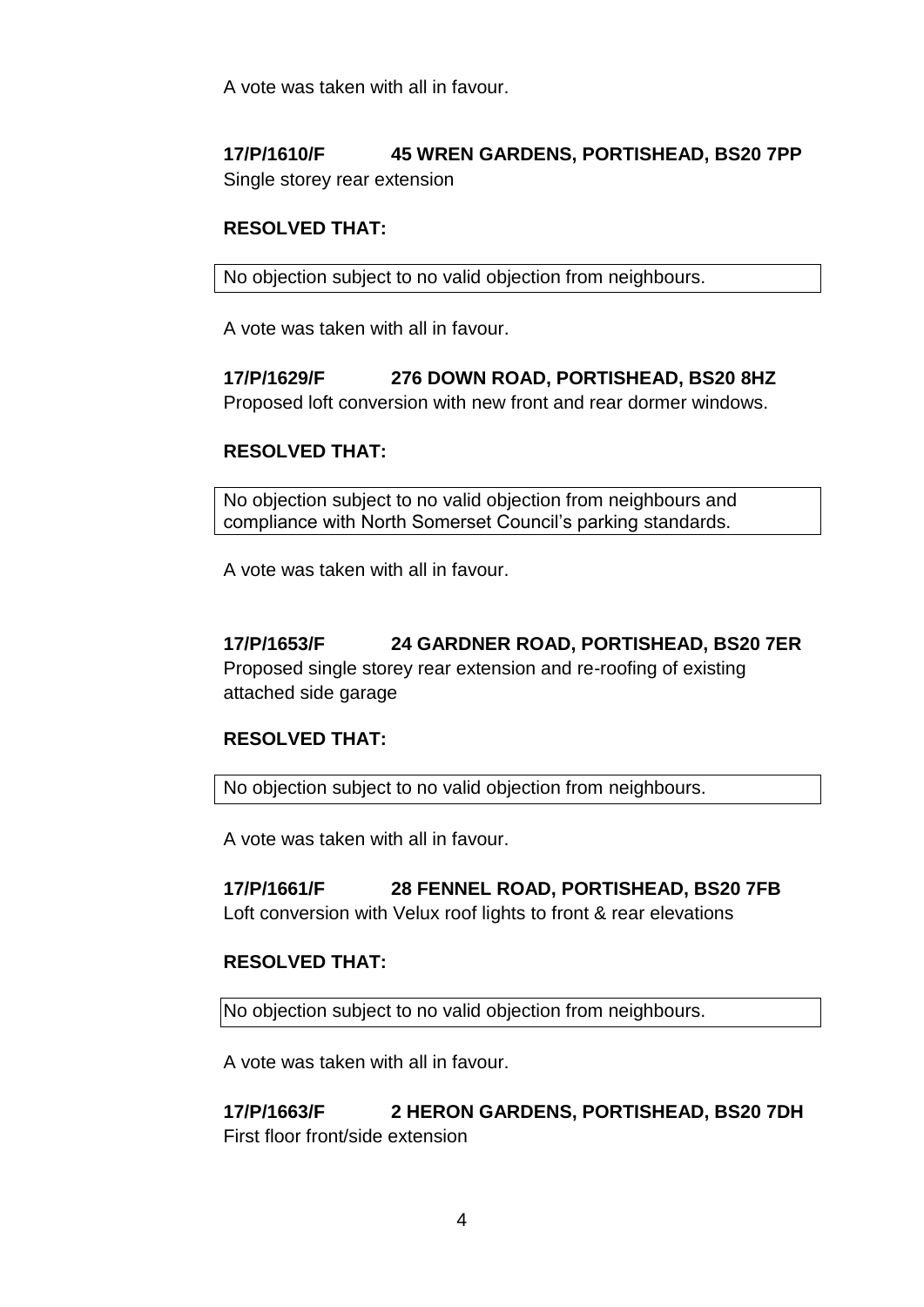A vote was taken with all in favour.

**17/P/1610/F 45 WREN GARDENS, PORTISHEAD, BS20 7PP**

Single storey rear extension

**RESOLVED THAT:**

No objection subject to no valid objection from neighbours.

A vote was taken with all in favour.

**17/P/1629/F 276 DOWN ROAD, PORTISHEAD, BS20 8HZ**

Proposed loft conversion with new front and rear dormer windows.

**RESOLVED THAT:**

No objection subject to no valid objection from neighbours and compliance with North Somerset Council's parking standards.

A vote was taken with all in favour.

**17/P/1653/F 24 GARDNER ROAD, PORTISHEAD, BS20 7ER**

Proposed single storey rear extension and re-roofing of existing attached side garage

**RESOLVED THAT:**

No objection subject to no valid objection from neighbours.

A vote was taken with all in favour.

**17/P/1661/F 28 FENNEL ROAD, PORTISHEAD, BS20 7FB**

Loft conversion with Velux roof lights to front & rear elevations

**RESOLVED THAT:**

No objection subject to no valid objection from neighbours.

A vote was taken with all in favour.

**17/P/1663/F 2 HERON GARDENS, PORTISHEAD, BS20 7DH**

First floor front/side extension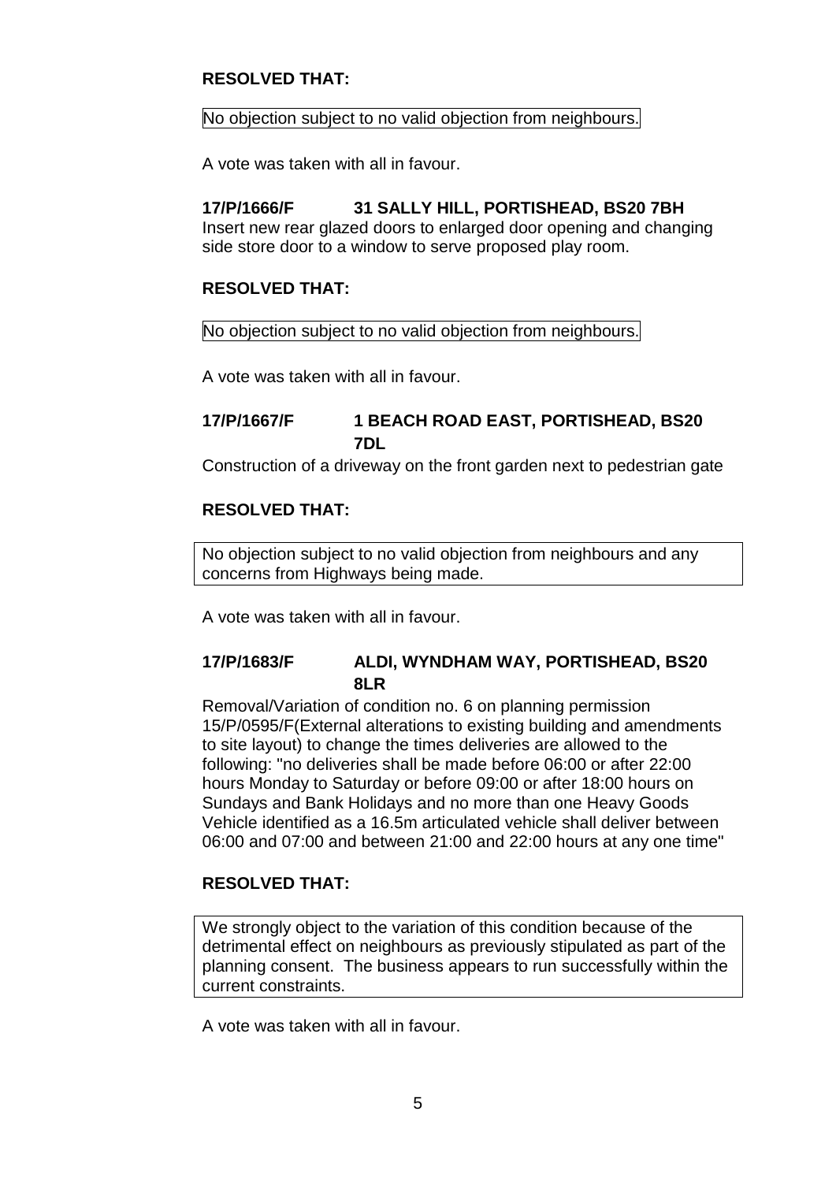**RESOLVED THAT:**

No objection subject to no valid objection from neighbours.

A vote was taken with all in favour.

**17/P/1666/F 31 SALLY HILL, PORTISHEAD, BS20 7BH**

Insert new rear glazed doors to enlarged door opening and changing side store door to a window to serve proposed play room.

**RESOLVED THAT:**

No objection subject to no valid objection from neighbours.

A vote was taken with all in favour.

**17/P/1667/F 1 BEACH ROAD EAST, PORTISHEAD, BS20 7DL**

Construction of a driveway on the front garden next to pedestrian gate

**RESOLVED THAT:**

No objection subject to no valid objection from neighbours and any concerns from Highways being made.

A vote was taken with all in favour.

**17/P/1683/F ALDI, WYNDHAM WAY, PORTISHEAD, BS20 8LR**

Removal/Variation of condition no. 6 on planning permission 15/P/0595/F(External alterations to existing building and amendments to site layout) to change the times deliveries are allowed to the following: "no deliveries shall be made before 06:00 or after 22:00 hours Monday to Saturday or before 09:00 or after 18:00 hours on Sundays and Bank Holidays and no more than one Heavy Goods Vehicle identified as a 16.5m articulated vehicle shall deliver between 06:00 and 07:00 and between 21:00 and 22:00 hours at any one time"

**RESOLVED THAT:**

We strongly object to the variation of this condition because of the detrimental effect on neighbours as previously stipulated as part of the planning consent. The business appears to run successfully within the current constraints.

A vote was taken with all in favour.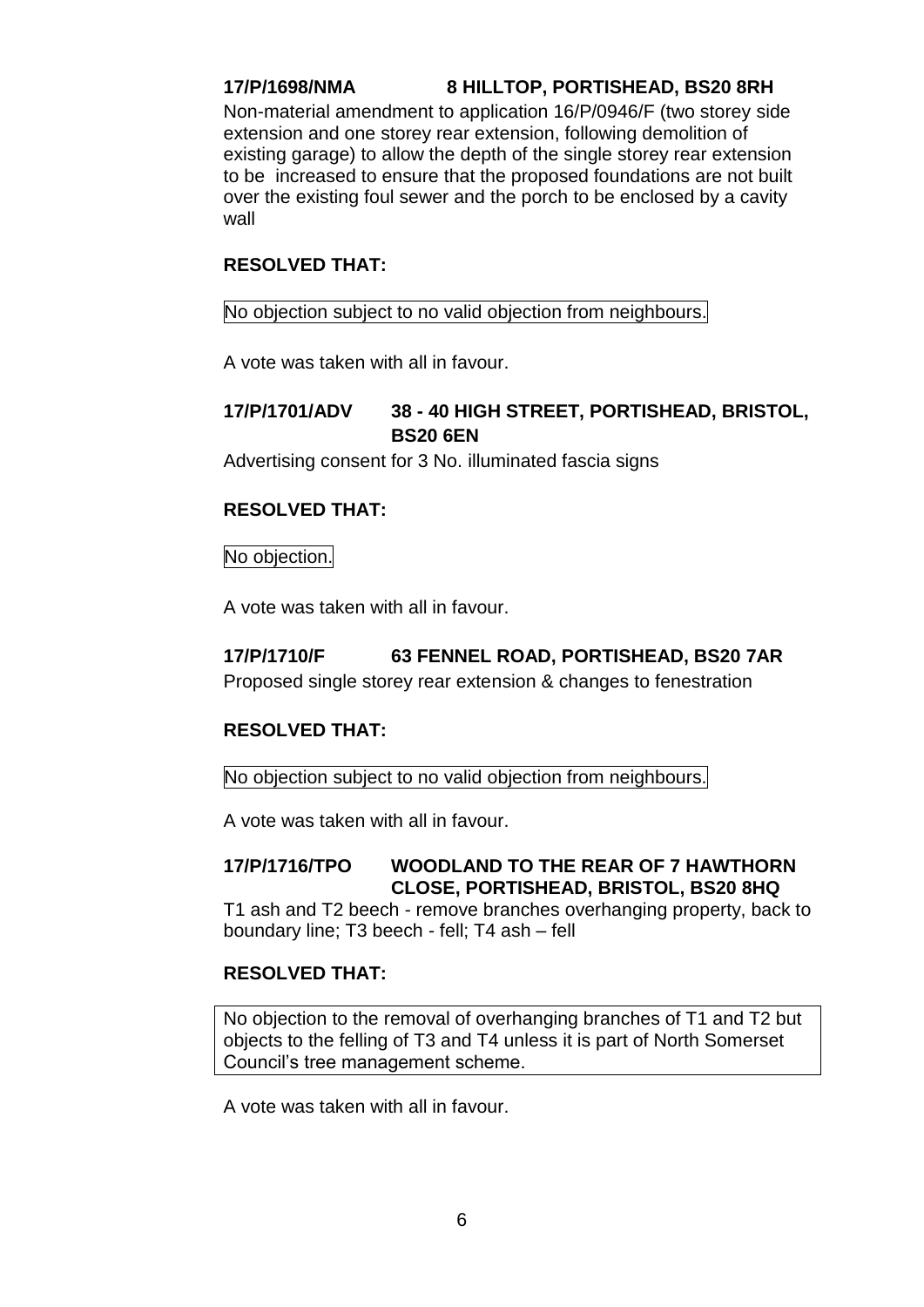**17/P/1698/NMA 8 HILLTOP, PORTISHEAD, BS20 8RH**

Non-material amendment to application 16/P/0946/F (two storey side extension and one storey rear extension, following demolition of existing garage) to allow the depth of the single storey rear extension to be increased to ensure that the proposed foundations are not built over the existing foul sewer and the porch to be enclosed by a cavity wall

**RESOLVED THAT:**

No objection subject to no valid objection from neighbours.

A vote was taken with all in favour.

**17/P/1701/ADV 38 - 40 HIGH STREET, PORTISHEAD, BRISTOL, BS20 6EN**

Advertising consent for 3 No. illuminated fascia signs

**RESOLVED THAT:**

No objection.

A vote was taken with all in favour.

**17/P/1710/F 63 FENNEL ROAD, PORTISHEAD, BS20 7AR**

Proposed single storey rear extension & changes to fenestration

**RESOLVED THAT:**

No objection subject to no valid objection from neighbours.

A vote was taken with all in favour.

**17/P/1716/TPO WOODLAND TO THE REAR OF 7 HAWTHORN CLOSE, PORTISHEAD, BRISTOL, BS20 8HQ**

T1 ash and T2 beech - remove branches overhanging property, back to boundary line; T3 beech - fell; T4 ash – fell

**RESOLVED THAT:**

No objection to the removal of overhanging branches of T1 and T2 but objects to the felling of T3 and T4 unless it is part of North Somerset Council's tree management scheme.

A vote was taken with all in favour.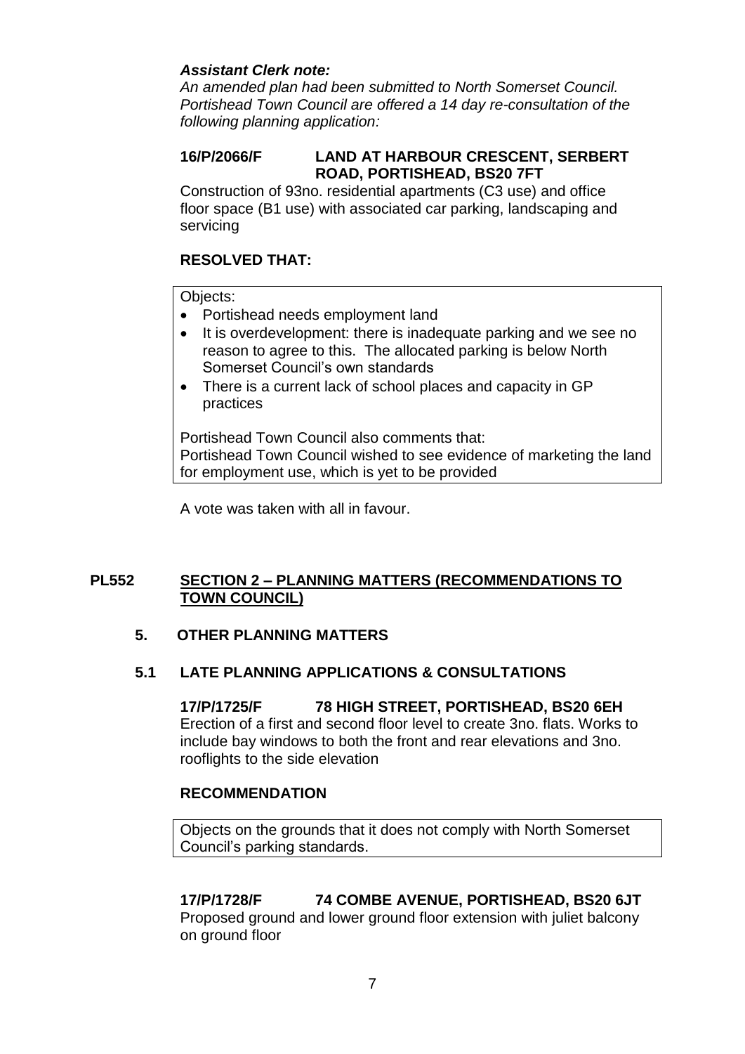***Assistant Clerk note:***
*An amended plan had been submitted to North Somerset Council. Portishead Town Council are offered a 14 day re-consultation of the following planning application:*

**16/P/2066/F LAND AT HARBOUR CRESCENT, SERBERT ROAD, PORTISHEAD, BS20 7FT**

Construction of 93no. residential apartments (C3 use) and office floor space (B1 use) with associated car parking, landscaping and servicing

**RESOLVED THAT:**

Objects:

- Portishead needs employment land
- It is overdevelopment: there is inadequate parking and we see no reason to agree to this. The allocated parking is below North Somerset Council's own standards
- There is a current lack of school places and capacity in GP practices

Portishead Town Council also comments that:
Portishead Town Council wished to see evidence of marketing the land for employment use, which is yet to be provided

A vote was taken with all in favour.

## PL552 SECTION 2 – PLANNING MATTERS (RECOMMENDATIONS TO TOWN COUNCIL)

### 5. OTHER PLANNING MATTERS

### 5.1 LATE PLANNING APPLICATIONS & CONSULTATIONS

**17/P/1725/F 78 HIGH STREET, PORTISHEAD, BS20 6EH**

Erection of a first and second floor level to create 3no. flats. Works to include bay windows to both the front and rear elevations and 3no. rooflights to the side elevation

**RECOMMENDATION**

Objects on the grounds that it does not comply with North Somerset Council's parking standards.

**17/P/1728/F 74 COMBE AVENUE, PORTISHEAD, BS20 6JT**

Proposed ground and lower ground floor extension with juliet balcony on ground floor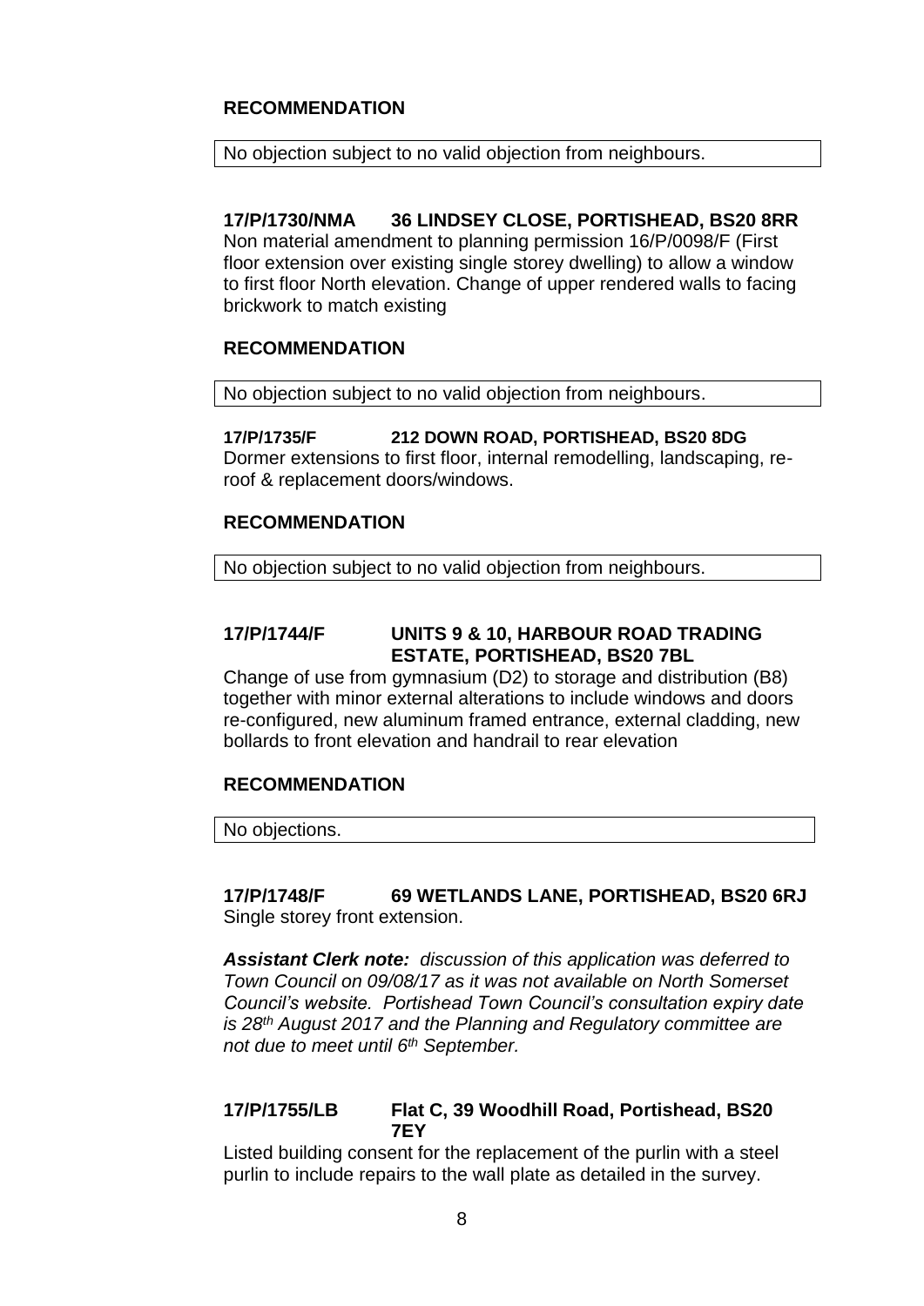### RECOMMENDATION

No objection subject to no valid objection from neighbours.

**17/P/1730/NMA 36 LINDSEY CLOSE, PORTISHEAD, BS20 8RR**
Non material amendment to planning permission 16/P/0098/F (First floor extension over existing single storey dwelling) to allow a window to first floor North elevation. Change of upper rendered walls to facing brickwork to match existing

### RECOMMENDATION

No objection subject to no valid objection from neighbours.

**17/P/1735/F 212 DOWN ROAD, PORTISHEAD, BS20 8DG**
Dormer extensions to first floor, internal remodelling, landscaping, re-roof & replacement doors/windows.

### RECOMMENDATION

No objection subject to no valid objection from neighbours.

**17/P/1744/F UNITS 9 & 10, HARBOUR ROAD TRADING ESTATE, PORTISHEAD, BS20 7BL**
Change of use from gymnasium (D2) to storage and distribution (B8) together with minor external alterations to include windows and doors re-configured, new aluminum framed entrance, external cladding, new bollards to front elevation and handrail to rear elevation

### RECOMMENDATION

No objections.

**17/P/1748/F 69 WETLANDS LANE, PORTISHEAD, BS20 6RJ**
Single storey front extension.

***Assistant Clerk note:*** *discussion of this application was deferred to Town Council on 09/08/17 as it was not available on North Somerset Council's website. Portishead Town Council's consultation expiry date is 28th August 2017 and the Planning and Regulatory committee are not due to meet until 6th September.*

**17/P/1755/LB Flat C, 39 Woodhill Road, Portishead, BS20 7EY**
Listed building consent for the replacement of the purlin with a steel purlin to include repairs to the wall plate as detailed in the survey.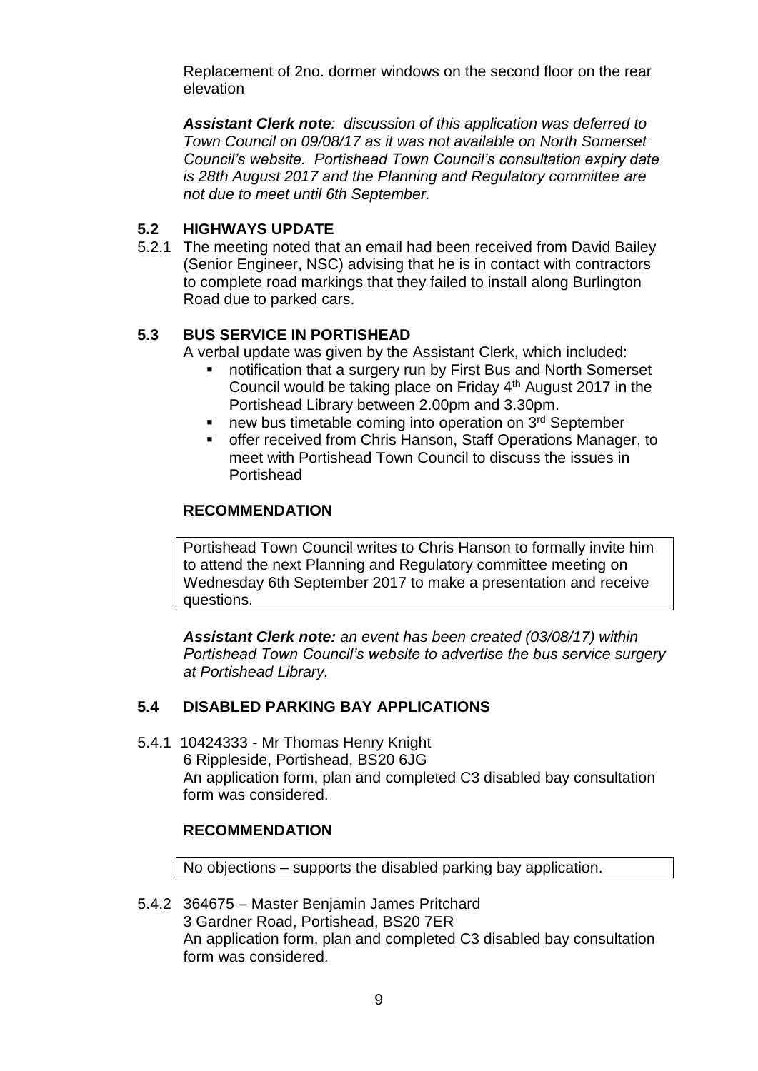Replacement of 2no. dormer windows on the second floor on the rear elevation

***Assistant Clerk note**: discussion of this application was deferred to Town Council on 09/08/17 as it was not available on North Somerset Council's website. Portishead Town Council's consultation expiry date is 28th August 2017 and the Planning and Regulatory committee are not due to meet until 6th September.*

## 5.2 HIGHWAYS UPDATE

5.2.1 The meeting noted that an email had been received from David Bailey (Senior Engineer, NSC) advising that he is in contact with contractors to complete road markings that they failed to install along Burlington Road due to parked cars.

## 5.3 BUS SERVICE IN PORTISHEAD

A verbal update was given by the Assistant Clerk, which included:

- notification that a surgery run by First Bus and North Somerset Council would be taking place on Friday 4th August 2017 in the Portishead Library between 2.00pm and 3.30pm.
- new bus timetable coming into operation on 3rd September
- offer received from Chris Hanson, Staff Operations Manager, to meet with Portishead Town Council to discuss the issues in Portishead

### RECOMMENDATION

Portishead Town Council writes to Chris Hanson to formally invite him to attend the next Planning and Regulatory committee meeting on Wednesday 6th September 2017 to make a presentation and receive questions.

***Assistant Clerk note:** an event has been created (03/08/17) within Portishead Town Council's website to advertise the bus service surgery at Portishead Library.*

## 5.4 DISABLED PARKING BAY APPLICATIONS

5.4.1 10424333 - Mr Thomas Henry Knight
6 Rippleside, Portishead, BS20 6JG
An application form, plan and completed C3 disabled bay consultation form was considered.

### RECOMMENDATION

No objections – supports the disabled parking bay application.

5.4.2 364675 – Master Benjamin James Pritchard
3 Gardner Road, Portishead, BS20 7ER
An application form, plan and completed C3 disabled bay consultation form was considered.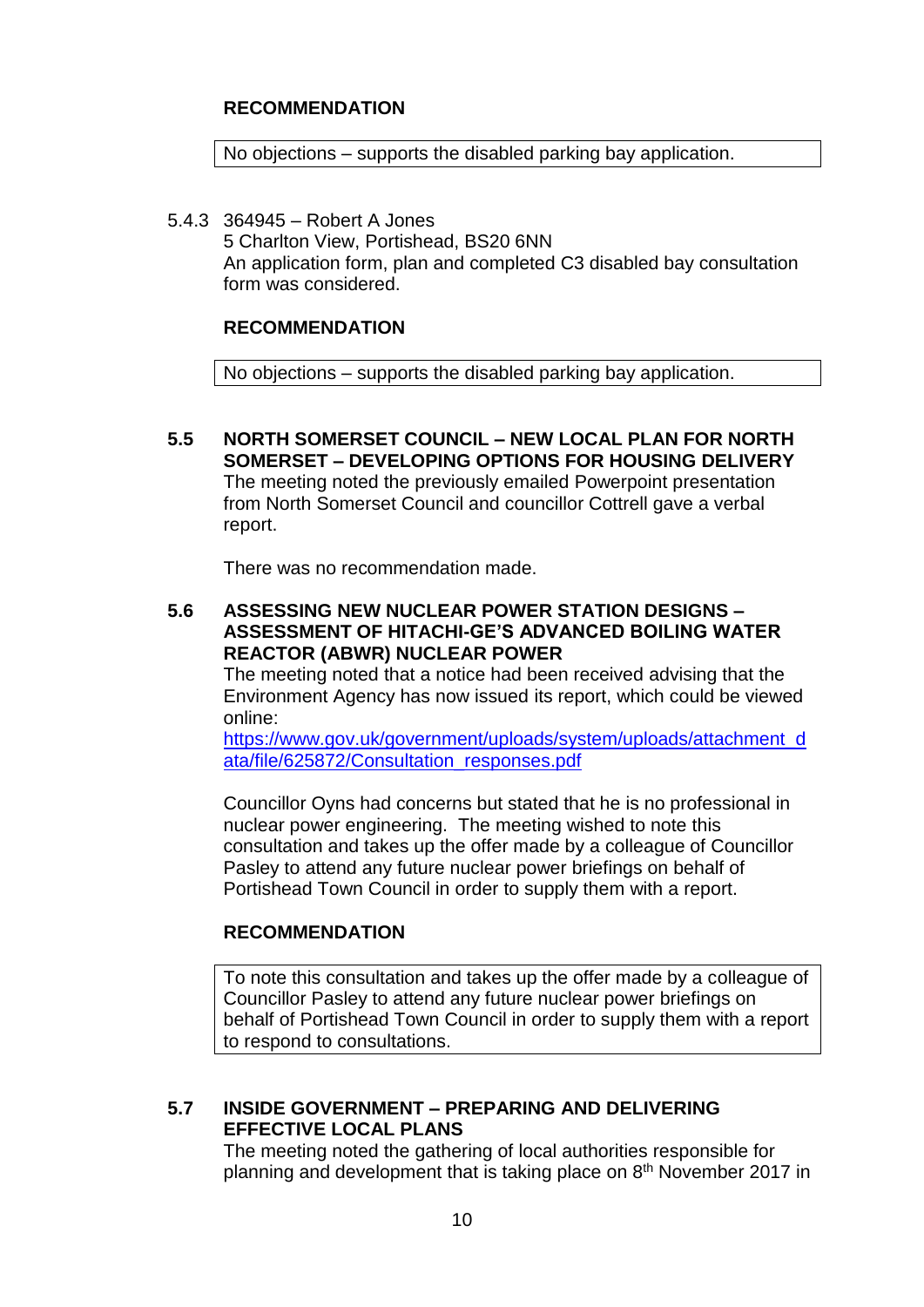**RECOMMENDATION**

No objections – supports the disabled parking bay application.

5.4.3 364945 – Robert A Jones
5 Charlton View, Portishead, BS20 6NN
An application form, plan and completed C3 disabled bay consultation form was considered.

**RECOMMENDATION**

No objections – supports the disabled parking bay application.

**5.5 NORTH SOMERSET COUNCIL – NEW LOCAL PLAN FOR NORTH SOMERSET – DEVELOPING OPTIONS FOR HOUSING DELIVERY**

The meeting noted the previously emailed Powerpoint presentation from North Somerset Council and councillor Cottrell gave a verbal report.

There was no recommendation made.

**5.6 ASSESSING NEW NUCLEAR POWER STATION DESIGNS – ASSESSMENT OF HITACHI-GE'S ADVANCED BOILING WATER REACTOR (ABWR) NUCLEAR POWER**

The meeting noted that a notice had been received advising that the Environment Agency has now issued its report, which could be viewed online:
[https://www.gov.uk/government/uploads/system/uploads/attachment_data/file/625872/Consultation_responses.pdf](https://www.gov.uk/government/uploads/system/uploads/attachment_data/file/625872/Consultation_responses.pdf)

Councillor Oyns had concerns but stated that he is no professional in nuclear power engineering. The meeting wished to note this consultation and takes up the offer made by a colleague of Councillor Pasley to attend any future nuclear power briefings on behalf of Portishead Town Council in order to supply them with a report.

**RECOMMENDATION**

To note this consultation and takes up the offer made by a colleague of Councillor Pasley to attend any future nuclear power briefings on behalf of Portishead Town Council in order to supply them with a report to respond to consultations.

**5.7 INSIDE GOVERNMENT – PREPARING AND DELIVERING EFFECTIVE LOCAL PLANS**

The meeting noted the gathering of local authorities responsible for planning and development that is taking place on 8th November 2017 in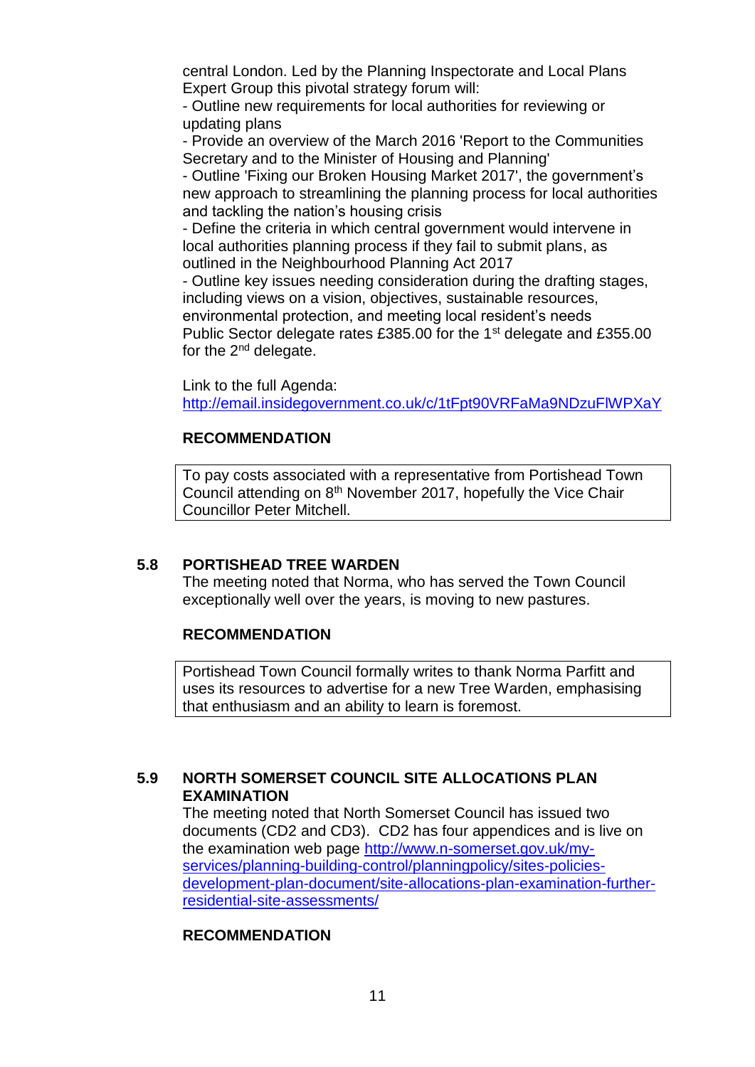central London. Led by the Planning Inspectorate and Local Plans Expert Group this pivotal strategy forum will:

- Outline new requirements for local authorities for reviewing or updating plans
- Provide an overview of the March 2016 'Report to the Communities Secretary and to the Minister of Housing and Planning'
- Outline 'Fixing our Broken Housing Market 2017', the government's new approach to streamlining the planning process for local authorities and tackling the nation's housing crisis
- Define the criteria in which central government would intervene in local authorities planning process if they fail to submit plans, as outlined in the Neighbourhood Planning Act 2017
- Outline key issues needing consideration during the drafting stages, including views on a vision, objectives, sustainable resources, environmental protection, and meeting local resident's needs

Public Sector delegate rates £385.00 for the 1st delegate and £355.00 for the 2nd delegate.

Link to the full Agenda:
http://email.insidegovernment.co.uk/c/1tFpt90VRFaMa9NDzuFlWPXaY

**RECOMMENDATION**

| To pay costs associated with a representative from Portishead Town Council attending on 8th November 2017, hopefully the Vice Chair Councillor Peter Mitchell. |
|---|

## 5.8 PORTISHEAD TREE WARDEN

The meeting noted that Norma, who has served the Town Council exceptionally well over the years, is moving to new pastures.

**RECOMMENDATION**

| Portishead Town Council formally writes to thank Norma Parfitt and uses its resources to advertise for a new Tree Warden, emphasising that enthusiasm and an ability to learn is foremost. |
|---|

## 5.9 NORTH SOMERSET COUNCIL SITE ALLOCATIONS PLAN EXAMINATION

The meeting noted that North Somerset Council has issued two documents (CD2 and CD3). CD2 has four appendices and is live on the examination web page http://www.n-somerset.gov.uk/my-services/planning-building-control/planningpolicy/sites-policies-development-plan-document/site-allocations-plan-examination-further-residential-site-assessments/

**RECOMMENDATION**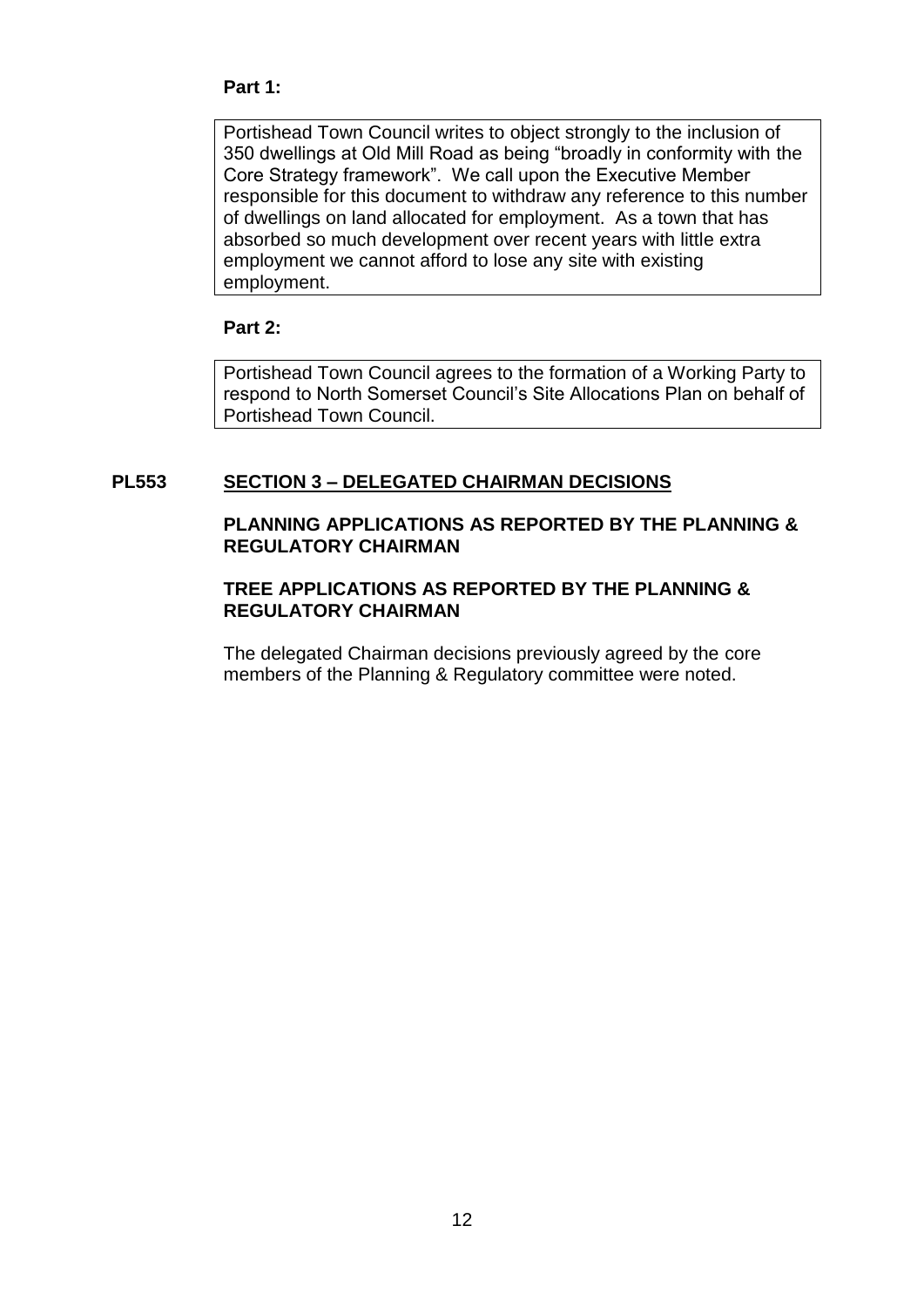**Part 1:**

> Portishead Town Council writes to object strongly to the inclusion of 350 dwellings at Old Mill Road as being "broadly in conformity with the Core Strategy framework". We call upon the Executive Member responsible for this document to withdraw any reference to this number of dwellings on land allocated for employment. As a town that has absorbed so much development over recent years with little extra employment we cannot afford to lose any site with existing employment.

**Part 2:**

> Portishead Town Council agrees to the formation of a Working Party to respond to North Somerset Council's Site Allocations Plan on behalf of Portishead Town Council.

## PL553 SECTION 3 – DELEGATED CHAIRMAN DECISIONS

**PLANNING APPLICATIONS AS REPORTED BY THE PLANNING & REGULATORY CHAIRMAN**

**TREE APPLICATIONS AS REPORTED BY THE PLANNING & REGULATORY CHAIRMAN**

The delegated Chairman decisions previously agreed by the core members of the Planning & Regulatory committee were noted.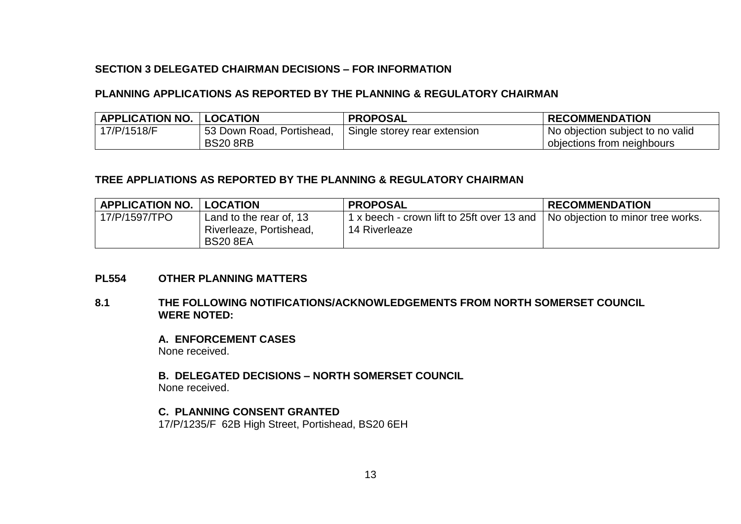**SECTION 3 DELEGATED CHAIRMAN DECISIONS – FOR INFORMATION**

**PLANNING APPLICATIONS AS REPORTED BY THE PLANNING & REGULATORY CHAIRMAN**

| APPLICATION NO. | LOCATION | PROPOSAL | RECOMMENDATION |
|---|---|---|---|
| 17/P/1518/F | 53 Down Road, Portishead, BS20 8RB | Single storey rear extension | No objection subject to no valid objections from neighbours |

**TREE APPLIATIONS AS REPORTED BY THE PLANNING & REGULATORY CHAIRMAN**

| APPLICATION NO. | LOCATION | PROPOSAL | RECOMMENDATION |
|---|---|---|---|
| 17/P/1597/TPO | Land to the rear of, 13 Riverleaze, Portishead, BS20 8EA | 1 x beech - crown lift to 25ft over 13 and 14 Riverleaze | No objection to minor tree works. |

**PL554 OTHER PLANNING MATTERS**

**8.1 THE FOLLOWING NOTIFICATIONS/ACKNOWLEDGEMENTS FROM NORTH SOMERSET COUNCIL WERE NOTED:**

**A. ENFORCEMENT CASES**
None received.

**B. DELEGATED DECISIONS – NORTH SOMERSET COUNCIL**
None received.

**C. PLANNING CONSENT GRANTED**
17/P/1235/F 62B High Street, Portishead, BS20 6EH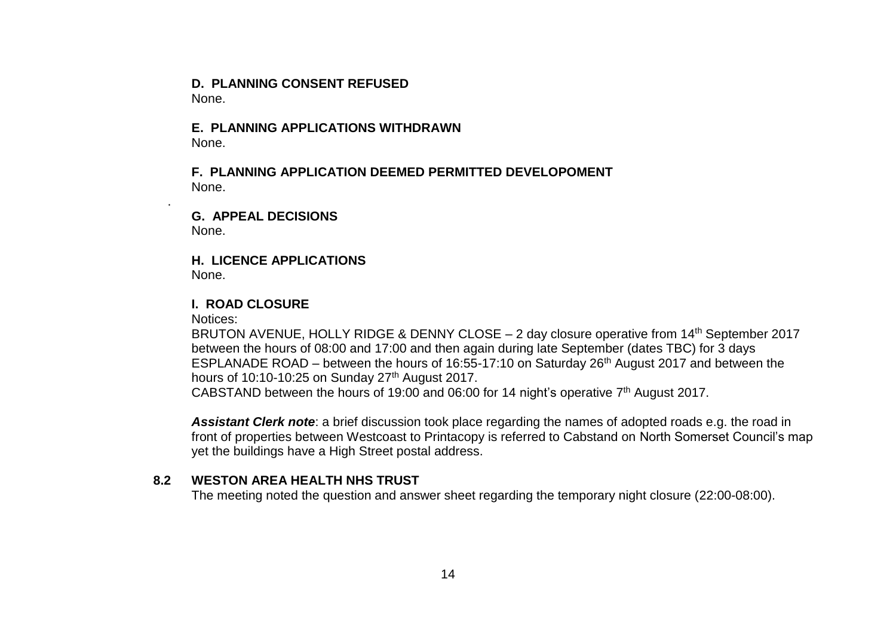**D. PLANNING CONSENT REFUSED**
None.

**E. PLANNING APPLICATIONS WITHDRAWN**
None.

**F. PLANNING APPLICATION DEEMED PERMITTED DEVELOPOMENT**
None.

.

**G. APPEAL DECISIONS**
None.

**H. LICENCE APPLICATIONS**
None.

**I. ROAD CLOSURE**

Notices:
BRUTON AVENUE, HOLLY RIDGE & DENNY CLOSE – 2 day closure operative from 14th September 2017 between the hours of 08:00 and 17:00 and then again during late September (dates TBC) for 3 days
ESPLANADE ROAD – between the hours of 16:55-17:10 on Saturday 26th August 2017 and between the hours of 10:10-10:25 on Sunday 27th August 2017.
CABSTAND between the hours of 19:00 and 06:00 for 14 night's operative 7th August 2017.

***Assistant Clerk note***: a brief discussion took place regarding the names of adopted roads e.g. the road in front of properties between Westcoast to Printacopy is referred to Cabstand on North Somerset Council's map yet the buildings have a High Street postal address.

**8.2 WESTON AREA HEALTH NHS TRUST**

The meeting noted the question and answer sheet regarding the temporary night closure (22:00-08:00).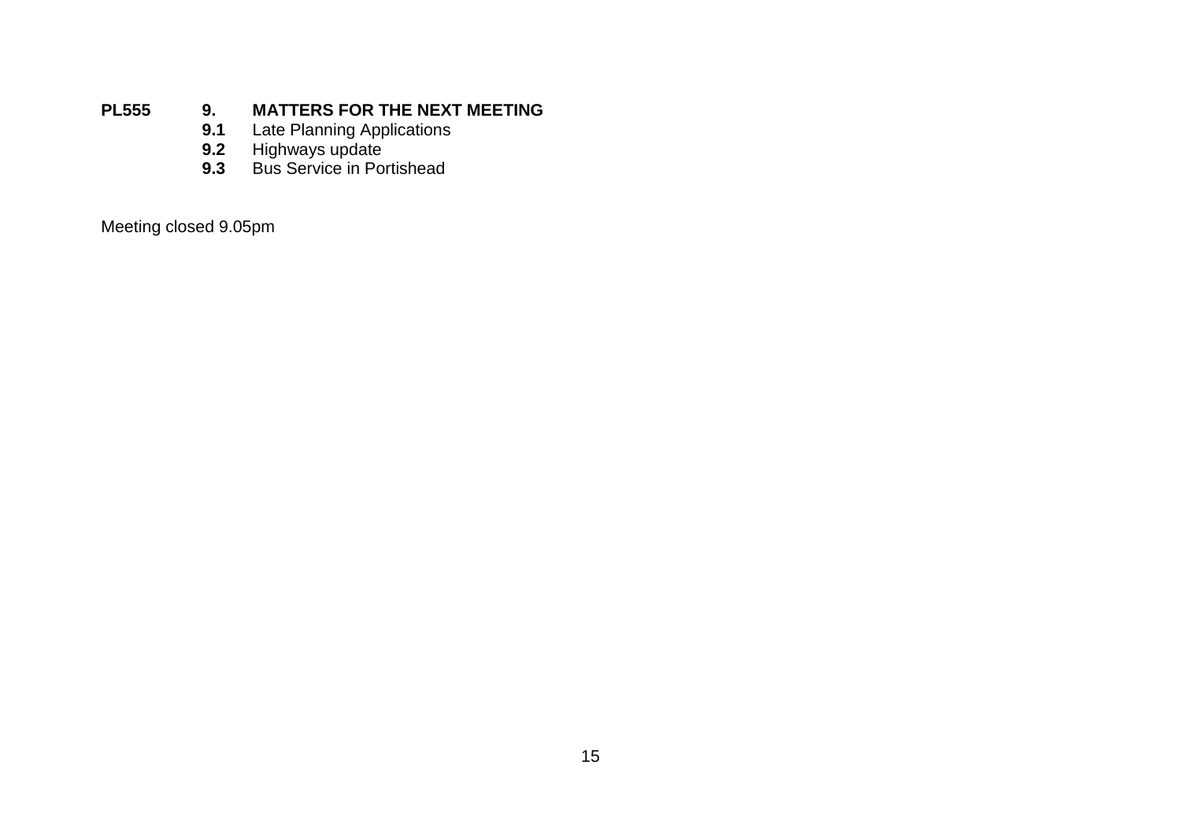**PL555** **9. MATTERS FOR THE NEXT MEETING**

**9.1** Late Planning Applications
**9.2** Highways update
**9.3** Bus Service in Portishead

Meeting closed 9.05pm